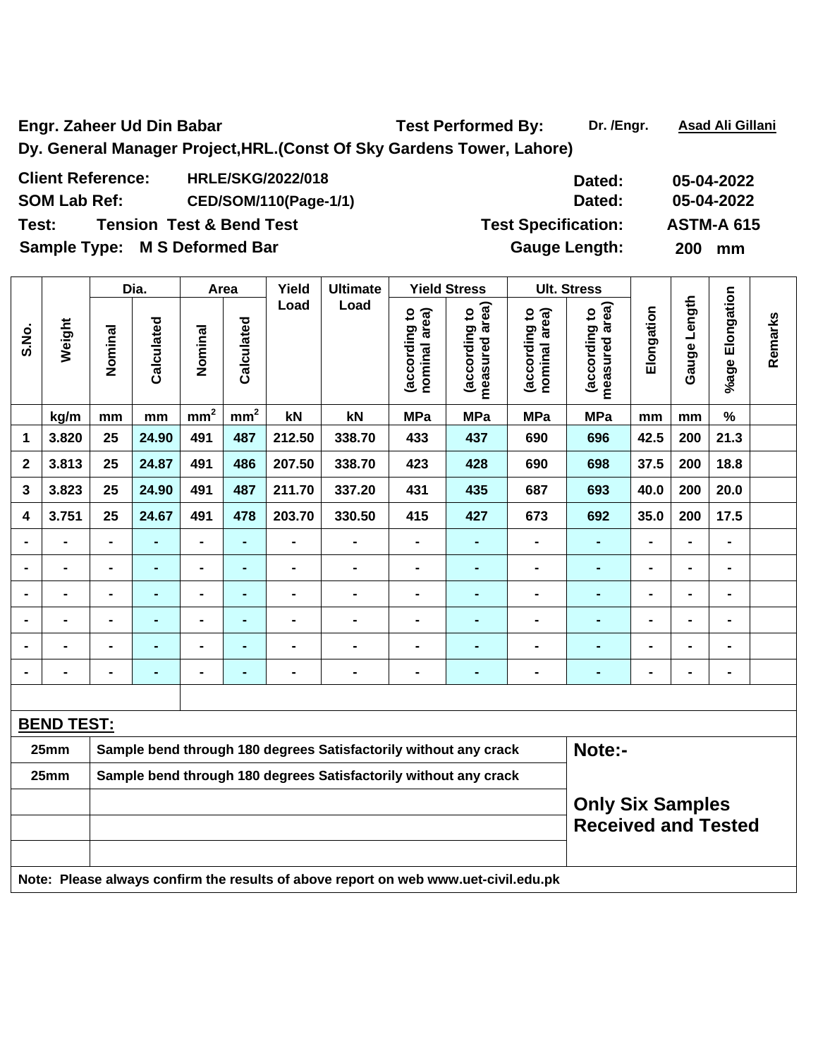**Engr. Zaheer Ud Din Babar** **Test Performed By:** **Dr. /Engr.** **Asad Ali Gillani**

**Dy. General Manager Project,HRL.(Const Of Sky Gardens Tower, Lahore)**

**Client Reference:** **HRLE/SKG/2022/018** **Dated:** **05-04-2022**

**SOM Lab Ref:** **CED/SOM/110(Page-1/1)** **Dated:** **05-04-2022**

**Test:** **Tension Test & Bend Test** **Test Specification:** **ASTM-A 615**

**Sample Type:** **M S Deformed Bar** **Gauge Length:** **200 mm**

| S.No. | Weight | Dia. | | Area | | Yield Load | Ultimate Load | Yield Stress | | Ult. Stress | | Elongation | Gauge Length | %age Elongation | Remarks |
|---|---|---|---|---|---|---|---|---|---|---|---|---|---|---|---|
| | | Nominal | Calculated | Nominal | Calculated | | | (according to nominal area) | (according to measured area) | (according to nominal area) | (according to measured area) | | | | |
| | kg/m | mm | mm | $mm^2$ | $mm^2$ | kN | kN | MPa | MPa | MPa | MPa | mm | mm | % | |
| 1 | 3.820 | 25 | 24.90 | 491 | 487 | 212.50 | 338.70 | 433 | 437 | 690 | 696 | 42.5 | 200 | 21.3 | |
| 2 | 3.813 | 25 | 24.87 | 491 | 486 | 207.50 | 338.70 | 423 | 428 | 690 | 698 | 37.5 | 200 | 18.8 | |
| 3 | 3.823 | 25 | 24.90 | 491 | 487 | 211.70 | 337.20 | 431 | 435 | 687 | 693 | 40.0 | 200 | 20.0 | |
| 4 | 3.751 | 25 | 24.67 | 491 | 478 | 203.70 | 330.50 | 415 | 427 | 673 | 692 | 35.0 | 200 | 17.5 | |
| - | - | - | - | - | - | - | - | - | - | - | - | - | - | - | |
| - | - | - | - | - | - | - | - | - | - | - | - | - | - | - | |
| - | - | - | - | - | - | - | - | - | - | - | - | - | - | - | |
| - | - | - | - | - | - | - | - | - | - | - | - | - | - | - | |
| - | - | - | - | - | - | - | - | - | - | - | - | - | - | - | |
| - | - | - | - | - | - | - | - | - | - | - | - | - | - | - | |

**BEND TEST:**

| Size | Result | Note |
|---|---|---|
| 25mm | Sample bend through 180 degrees Satisfactorily without any crack | **Note:-** |
| 25mm | Sample bend through 180 degrees Satisfactorily without any crack | |
| | | **Only Six Samples Received and Tested** |
| | | |
| | | |

**Note: Please always confirm the results of above report on web www.uet-civil.edu.pk**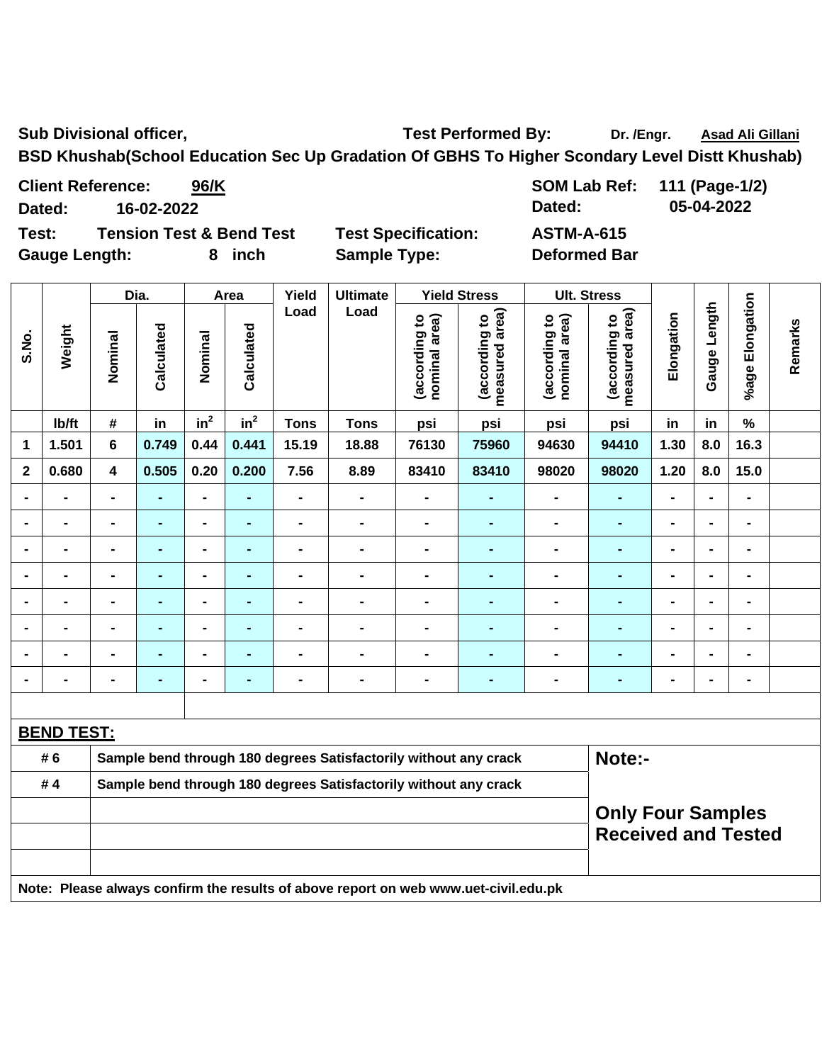**Sub Divisional officer,** **Test Performed By:** Dr. /Engr. **Asad Ali Gillani**

**BSD Khushab(School Education Sec Up Gradation Of GBHS To Higher Scondary Level Distt Khushab)**

**Client Reference:** **96/K** **SOM Lab Ref:** **111 (Page-1/2)**

**Dated:** **16-02-2022** **Dated:** **05-04-2022**

**Test:** **Tension Test & Bend Test** **Test Specification:** **ASTM-A-615**

**Gauge Length:** **8 inch** **Sample Type:** **Deformed Bar**

| S.No. | Weight | Dia. | | Area | | Yield Load | Ultimate Load | Yield Stress | | Ult. Stress | | Elongation | Gauge Length | %age Elongation | Remarks |
|---|---|---|---|---|---|---|---|---|---|---|---|---|---|---|---|
| | | Nominal | Calculated | Nominal | Calculated | | | (according to nominal area) | (according to measured area) | (according to nominal area) | (according to measured area) | | | | |
| | lb/ft | # | in | $in^2$ | $in^2$ | Tons | Tons | psi | psi | psi | psi | in | in | % | |
| 1 | 1.501 | 6 | 0.749 | 0.44 | 0.441 | 15.19 | 18.88 | 76130 | 75960 | 94630 | 94410 | 1.30 | 8.0 | 16.3 | |
| 2 | 0.680 | 4 | 0.505 | 0.20 | 0.200 | 7.56 | 8.89 | 83410 | 83410 | 98020 | 98020 | 1.20 | 8.0 | 15.0 | |
| - | - | - | - | - | - | - | - | - | - | - | - | - | - | - | |
| - | - | - | - | - | - | - | - | - | - | - | - | - | - | - | |
| - | - | - | - | - | - | - | - | - | - | - | - | - | - | - | |
| - | - | - | - | - | - | - | - | - | - | - | - | - | - | - | |
| - | - | - | - | - | - | - | - | - | - | - | - | - | - | - | |
| - | - | - | - | - | - | - | - | - | - | - | - | - | - | - | |
| - | - | - | - | - | - | - | - | - | - | - | - | - | - | - | |
| - | - | - | - | - | - | - | - | - | - | - | - | - | - | - | |

**BEND TEST:**

| | | |
|---|---|---|
| # 6 | Sample bend through 180 degrees Satisfactorily without any crack | **Note:-** |
| # 4 | Sample bend through 180 degrees Satisfactorily without any crack | |
| | | **Only Four Samples Received and Tested** |

**Note: Please always confirm the results of above report on web www.uet-civil.edu.pk**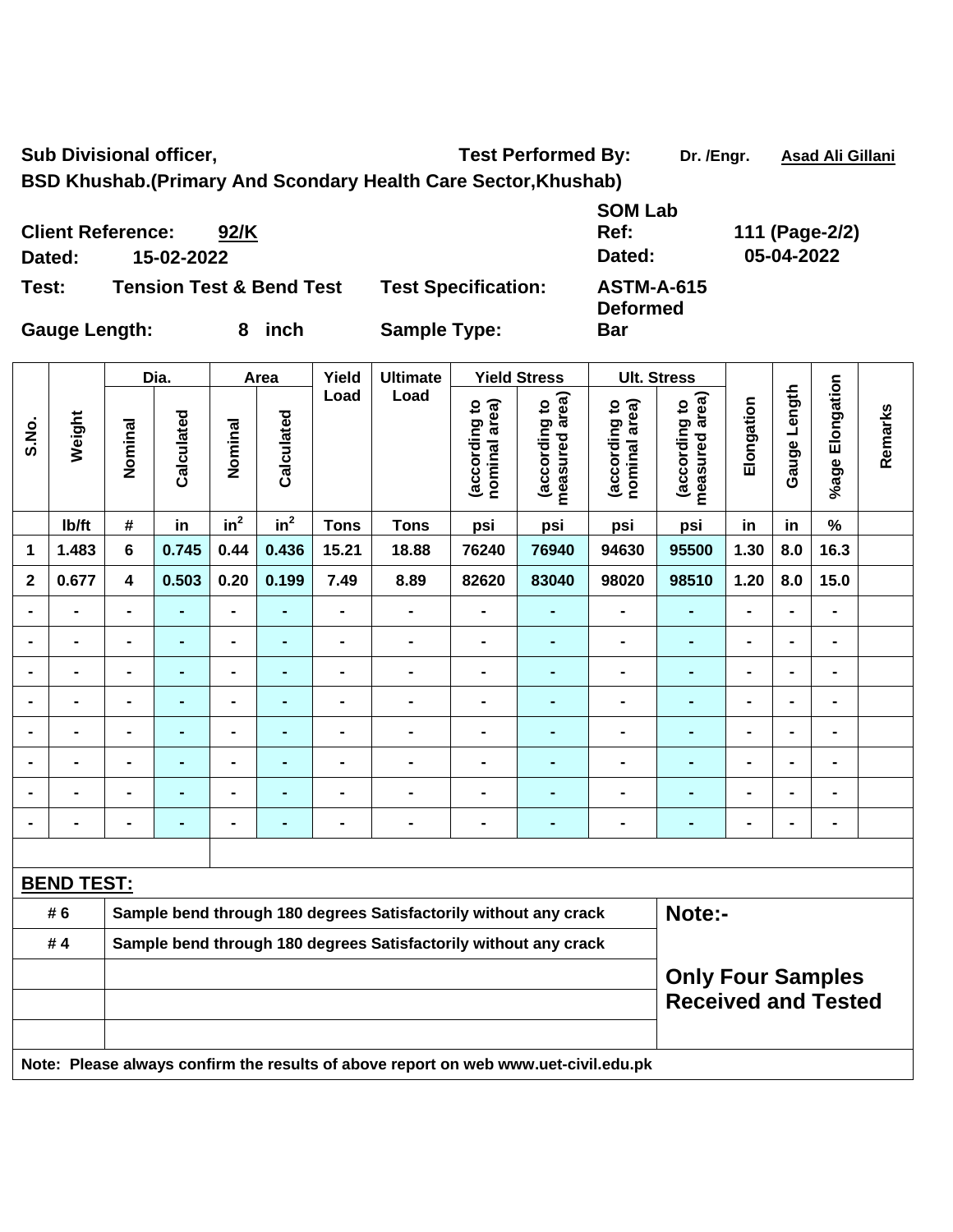**Sub Divisional officer,** **Test Performed By:** Dr. /Engr. Asad Ali Gillani

**BSD Khushab.(Primary And Scondary Health Care Sector,Khushab)**

| | | | |
|---|---|---|---|
| **Client Reference:** | **92/K** | **SOM Lab Ref:** | **111 (Page-2/2)** |
| **Dated:** | **15-02-2022** | **Dated:** | **05-04-2022** |
| **Test:** | **Tension Test & Bend Test** | **Test Specification:** | **ASTM-A-615** |
| **Gauge Length:** | **8 inch** | **Sample Type:** | **Deformed Bar** |

| S.No. | Weight | Dia. | | Area | | Yield Load | Ultimate Load | Yield Stress | | Ult. Stress | | Elongation | Gauge Length | %age Elongation | Remarks |
|---|---|---|---|---|---|---|---|---|---|---|---|---|---|---|---|
| | | Nominal | Calculated | Nominal | Calculated | | | (according to nominal area) | (according to measured area) | (according to nominal area) | (according to measured area) | | | | |
| | lb/ft | # | in | $in^2$ | $in^2$ | Tons | Tons | psi | psi | psi | psi | in | in | % | |
| 1 | 1.483 | 6 | 0.745 | 0.44 | 0.436 | 15.21 | 18.88 | 76240 | 76940 | 94630 | 95500 | 1.30 | 8.0 | 16.3 | |
| 2 | 0.677 | 4 | 0.503 | 0.20 | 0.199 | 7.49 | 8.89 | 82620 | 83040 | 98020 | 98510 | 1.20 | 8.0 | 15.0 | |
| - | - | - | - | - | - | - | - | - | - | - | - | - | - | - | |
| - | - | - | - | - | - | - | - | - | - | - | - | - | - | - | |
| - | - | - | - | - | - | - | - | - | - | - | - | - | - | - | |
| - | - | - | - | - | - | - | - | - | - | - | - | - | - | - | |
| - | - | - | - | - | - | - | - | - | - | - | - | - | - | - | |
| - | - | - | - | - | - | - | - | - | - | - | - | - | - | - | |
| - | - | - | - | - | - | - | - | - | - | - | - | - | - | - | |
| - | - | - | - | - | - | - | - | - | - | - | - | - | - | - | |

**BEND TEST:**

| | | |
|---|---|---|
| # 6 | Sample bend through 180 degrees Satisfactorily without any crack | **Note:-** |
| # 4 | Sample bend through 180 degrees Satisfactorily without any crack | **Only Four Samples Received and Tested** |

**Note: Please always confirm the results of above report on web www.uet-civil.edu.pk**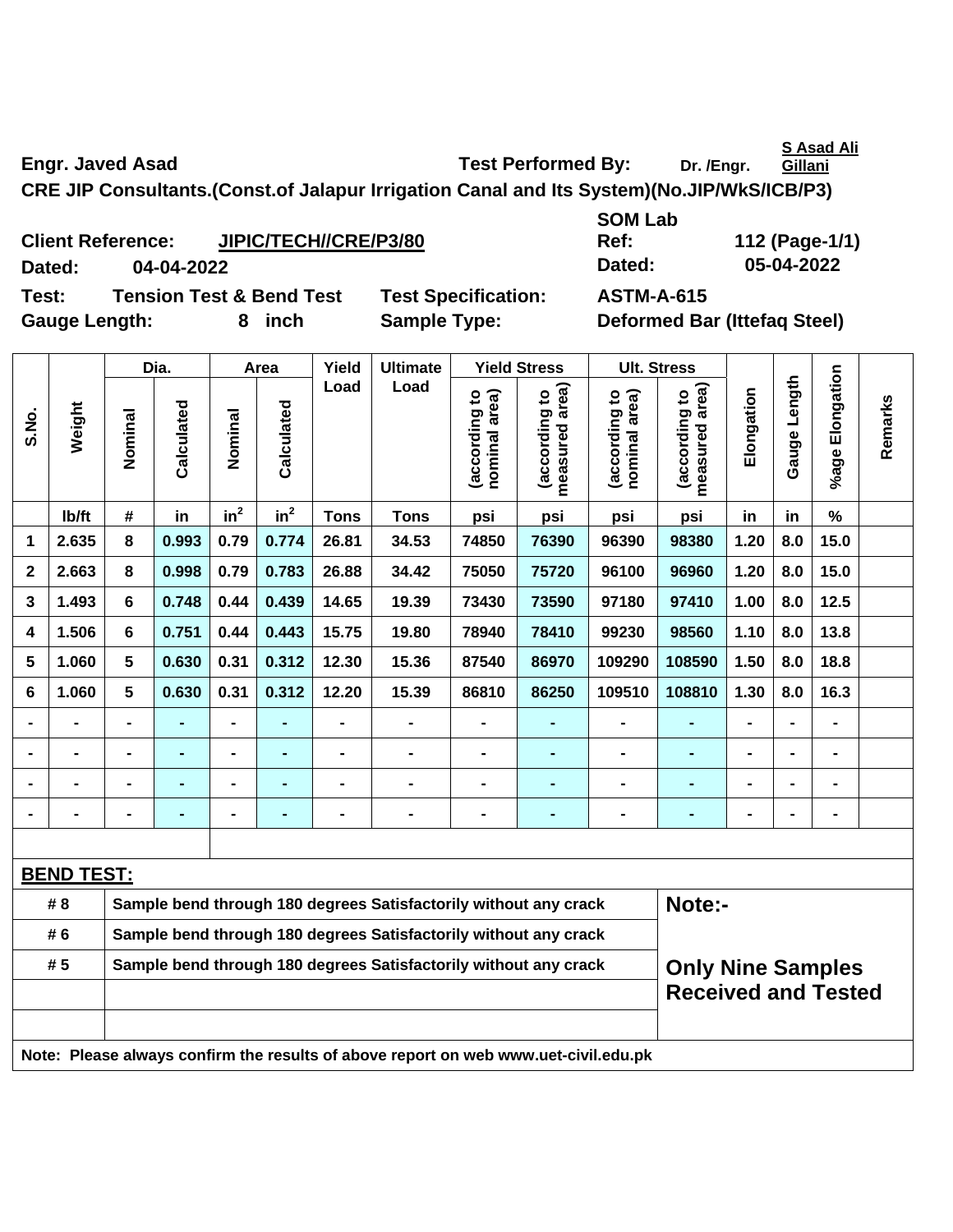**Engr. Javed Asad** **Test Performed By:** Dr. /Engr. S Asad Ali Gillani

**CRE JIP Consultants.(Const.of Jalapur Irrigation Canal and Its System)(No.JIP/WkS/ICB/P3)**

**Client Reference:** JIPIC/TECH//CRE/P3/80 **SOM Lab Ref:** 112 (Page-1/1)

**Dated:** 04-04-2022 **Dated:** 05-04-2022

**Test:** Tension Test & Bend Test **Test Specification:** ASTM-A-615

**Gauge Length:** 8 inch **Sample Type:** Deformed Bar (Ittefaq Steel)

| S.No. | Weight | Dia. | | Area | | Yield Load | Ultimate Load | Yield Stress | | Ult. Stress | | Elongation | Gauge Length | %age Elongation | Remarks |
|---|---|---|---|---|---|---|---|---|---|---|---|---|---|---|---|
| | | Nominal | Calculated | Nominal | Calculated | | | (according to nominal area) | (according to measured area) | (according to nominal area) | (according to measured area) | | | | |
| | lb/ft | # | in | $in^2$ | $in^2$ | Tons | Tons | psi | psi | psi | psi | in | in | % | |
| 1 | 2.635 | 8 | 0.993 | 0.79 | 0.774 | 26.81 | 34.53 | 74850 | 76390 | 96390 | 98380 | 1.20 | 8.0 | 15.0 | |
| 2 | 2.663 | 8 | 0.998 | 0.79 | 0.783 | 26.88 | 34.42 | 75050 | 75720 | 96100 | 96960 | 1.20 | 8.0 | 15.0 | |
| 3 | 1.493 | 6 | 0.748 | 0.44 | 0.439 | 14.65 | 19.39 | 73430 | 73590 | 97180 | 97410 | 1.00 | 8.0 | 12.5 | |
| 4 | 1.506 | 6 | 0.751 | 0.44 | 0.443 | 15.75 | 19.80 | 78940 | 78410 | 99230 | 98560 | 1.10 | 8.0 | 13.8 | |
| 5 | 1.060 | 5 | 0.630 | 0.31 | 0.312 | 12.30 | 15.36 | 87540 | 86970 | 109290 | 108590 | 1.50 | 8.0 | 18.8 | |
| 6 | 1.060 | 5 | 0.630 | 0.31 | 0.312 | 12.20 | 15.39 | 86810 | 86250 | 109510 | 108810 | 1.30 | 8.0 | 16.3 | |
| - | - | - | - | - | - | - | - | - | - | - | - | - | - | - | |
| - | - | - | - | - | - | - | - | - | - | - | - | - | - | - | |
| - | - | - | - | - | - | - | - | - | - | - | - | - | - | - | |
| - | - | - | - | - | - | - | - | - | - | - | - | - | - | - | |

**BEND TEST:**

| Size | Result | Note:- |
|---|---|---|
| # 8 | Sample bend through 180 degrees Satisfactorily without any crack | |
| # 6 | Sample bend through 180 degrees Satisfactorily without any crack | |
| # 5 | Sample bend through 180 degrees Satisfactorily without any crack | **Only Nine Samples Received and Tested** |

**Note: Please always confirm the results of above report on web www.uet-civil.edu.pk**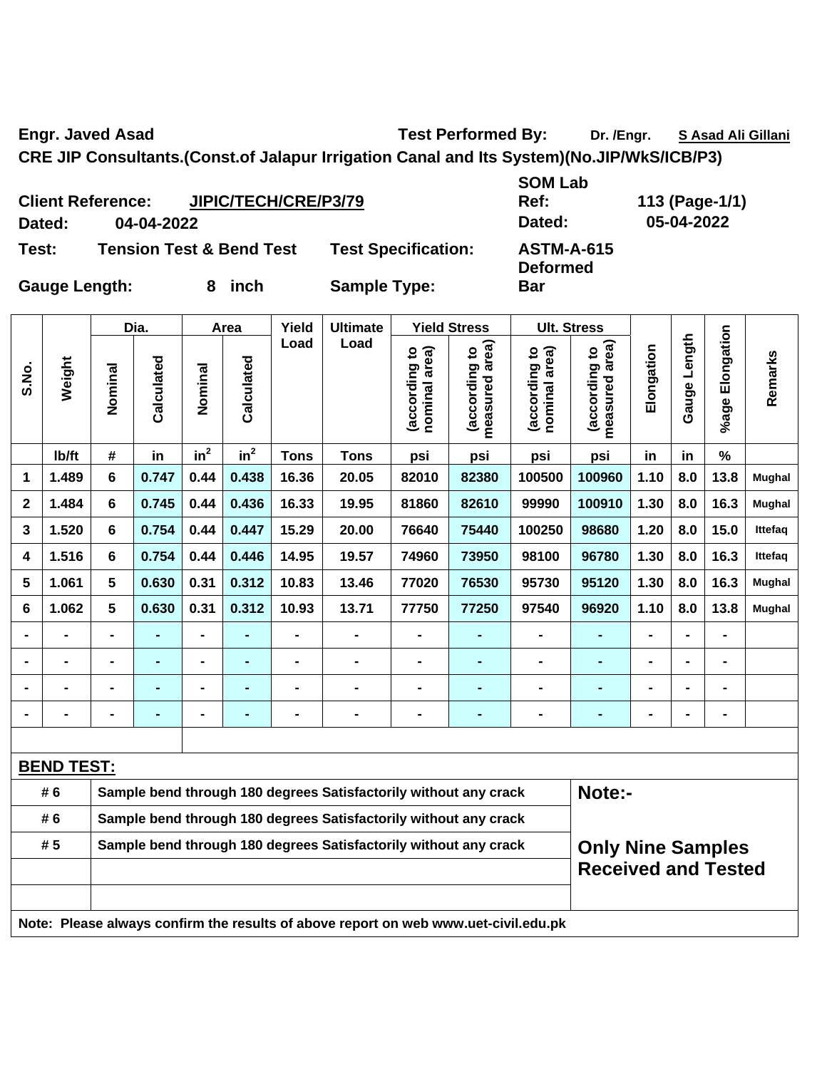**Engr. Javed Asad** | **Test Performed By:** Dr. /Engr. **S Asad Ali Gillani**

**CRE JIP Consultants.(Const.of Jalapur Irrigation Canal and Its System)(No.JIP/WkS/ICB/P3)**

**Client Reference:** JIPIC/TECH/CRE/P3/79 | **SOM Lab Ref:** 113 (Page-1/1)

**Dated:** 04-04-2022 | **Dated:** 05-04-2022

**Test:** Tension Test & Bend Test | **Test Specification:** ASTM-A-615

**Gauge Length:** 8 inch | **Sample Type:** Deformed Bar

| S.No. | Weight | Dia. | | Area | | Yield Load | Ultimate Load | Yield Stress | | Ult. Stress | | Elongation | Gauge Length | %age Elongation | Remarks |
|---|---|---|---|---|---|---|---|---|---|---|---|---|---|---|---|
| | | Nominal | Calculated | Nominal | Calculated | | | (according to nominal area) | (according to measured area) | (according to nominal area) | (according to measured area) | | | | |
| | lb/ft | # | in | $in^2$ | $in^2$ | Tons | Tons | psi | psi | psi | psi | in | in | % | |
| 1 | 1.489 | 6 | 0.747 | 0.44 | 0.438 | 16.36 | 20.05 | 82010 | 82380 | 100500 | 100960 | 1.10 | 8.0 | 13.8 | Mughal |
| 2 | 1.484 | 6 | 0.745 | 0.44 | 0.436 | 16.33 | 19.95 | 81860 | 82610 | 99990 | 100910 | 1.30 | 8.0 | 16.3 | Mughal |
| 3 | 1.520 | 6 | 0.754 | 0.44 | 0.447 | 15.29 | 20.00 | 76640 | 75440 | 100250 | 98680 | 1.20 | 8.0 | 15.0 | Ittefaq |
| 4 | 1.516 | 6 | 0.754 | 0.44 | 0.446 | 14.95 | 19.57 | 74960 | 73950 | 98100 | 96780 | 1.30 | 8.0 | 16.3 | Ittefaq |
| 5 | 1.061 | 5 | 0.630 | 0.31 | 0.312 | 10.83 | 13.46 | 77020 | 76530 | 95730 | 95120 | 1.30 | 8.0 | 16.3 | Mughal |
| 6 | 1.062 | 5 | 0.630 | 0.31 | 0.312 | 10.93 | 13.71 | 77750 | 77250 | 97540 | 96920 | 1.10 | 8.0 | 13.8 | Mughal |
| - | - | - | - | - | - | - | - | - | - | - | - | - | - | - | |
| - | - | - | - | - | - | - | - | - | - | - | - | - | - | - | |
| - | - | - | - | - | - | - | - | - | - | - | - | - | - | - | |
| - | - | - | - | - | - | - | - | - | - | - | - | - | - | - | |

**BEND TEST:**

| # | Result |
|---|---|
| # 6 | Sample bend through 180 degrees Satisfactorily without any crack |
| # 6 | Sample bend through 180 degrees Satisfactorily without any crack |
| # 5 | Sample bend through 180 degrees Satisfactorily without any crack |

**Note:-**

**Only Nine Samples Received and Tested**

**Note: Please always confirm the results of above report on web www.uet-civil.edu.pk**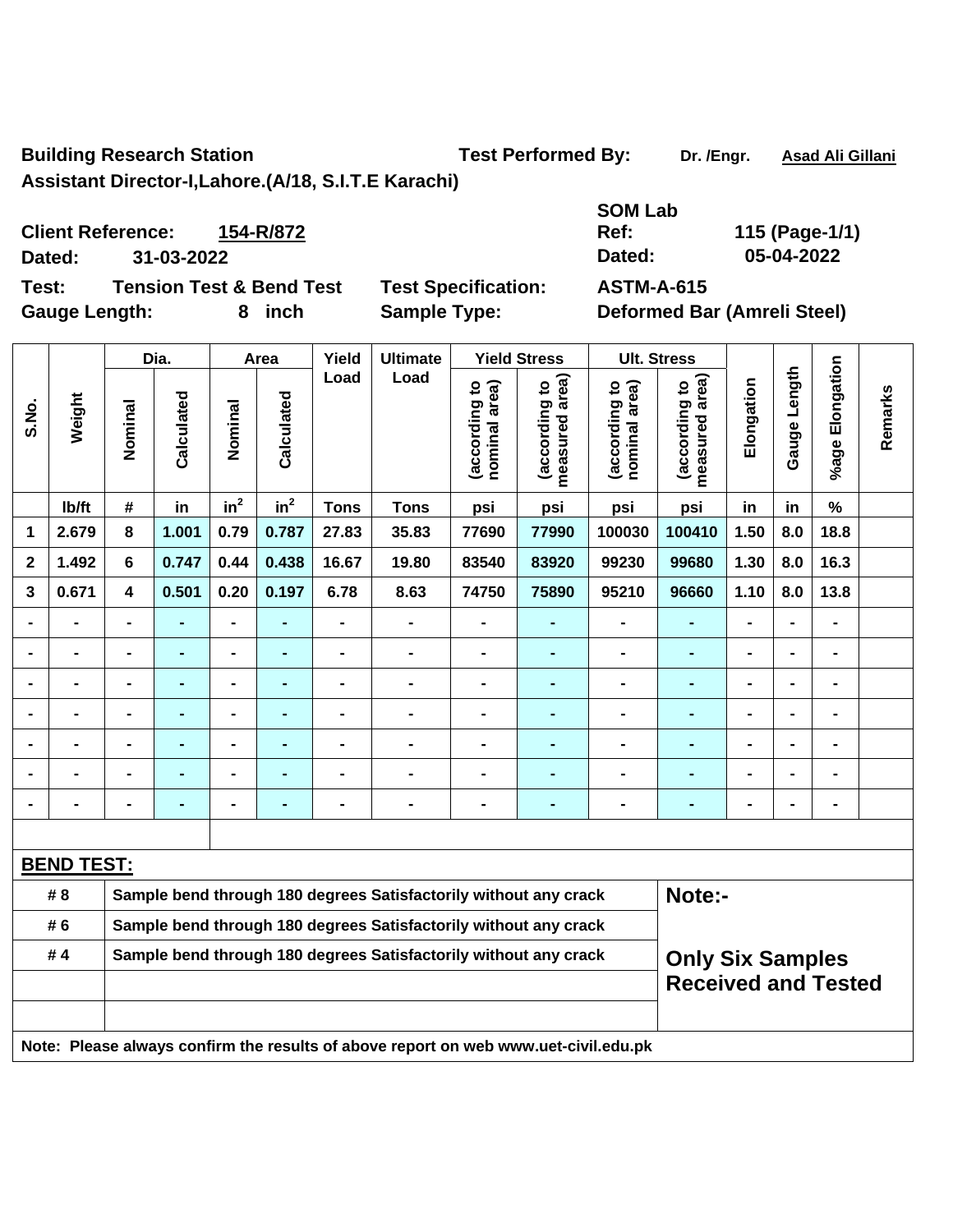**Building Research Station** **Test Performed By:** Dr. /Engr. Asad Ali Gillani

**Assistant Director-I,Lahore.(A/18, S.I.T.E Karachi)**

**Client Reference:** 154-R/872 **SOM Lab Ref:** 115 (Page-1/1)

**Dated:** 31-03-2022 **Dated:** 05-04-2022

**Test:** Tension Test & Bend Test **Test Specification:** ASTM-A-615

**Gauge Length:** 8 inch **Sample Type:** Deformed Bar (Amreli Steel)

| S.No. | Weight | Dia. | | Area | | Yield Load | Ultimate Load | Yield Stress | | Ult. Stress | | Elongation | Gauge Length | %age Elongation | Remarks |
|---|---|---|---|---|---|---|---|---|---|---|---|---|---|---|---|
| | | Nominal | Calculated | Nominal | Calculated | | | (according to nominal area) | (according to measured area) | (according to nominal area) | (according to measured area) | | | | |
| | lb/ft | # | in | $in^2$ | $in^2$ | Tons | Tons | psi | psi | psi | psi | in | in | % | |
| 1 | 2.679 | 8 | 1.001 | 0.79 | 0.787 | 27.83 | 35.83 | 77690 | 77990 | 100030 | 100410 | 1.50 | 8.0 | 18.8 | |
| 2 | 1.492 | 6 | 0.747 | 0.44 | 0.438 | 16.67 | 19.80 | 83540 | 83920 | 99230 | 99680 | 1.30 | 8.0 | 16.3 | |
| 3 | 0.671 | 4 | 0.501 | 0.20 | 0.197 | 6.78 | 8.63 | 74750 | 75890 | 95210 | 96660 | 1.10 | 8.0 | 13.8 | |
| - | - | - | - | - | - | - | - | - | - | - | - | - | - | - | |
| - | - | - | - | - | - | - | - | - | - | - | - | - | - | - | |
| - | - | - | - | - | - | - | - | - | - | - | - | - | - | - | |
| - | - | - | - | - | - | - | - | - | - | - | - | - | - | - | |
| - | - | - | - | - | - | - | - | - | - | - | - | - | - | - | |
| - | - | - | - | - | - | - | - | - | - | - | - | - | - | - | |
| - | - | - | - | - | - | - | - | - | - | - | - | - | - | - | |

**BEND TEST:**

| Bar | Result | Note |
|---|---|---|
| # 8 | Sample bend through 180 degrees Satisfactorily without any crack | Note:- |
| # 6 | Sample bend through 180 degrees Satisfactorily without any crack | |
| # 4 | Sample bend through 180 degrees Satisfactorily without any crack | **Only Six Samples Received and Tested** |

**Note: Please always confirm the results of above report on web www.uet-civil.edu.pk**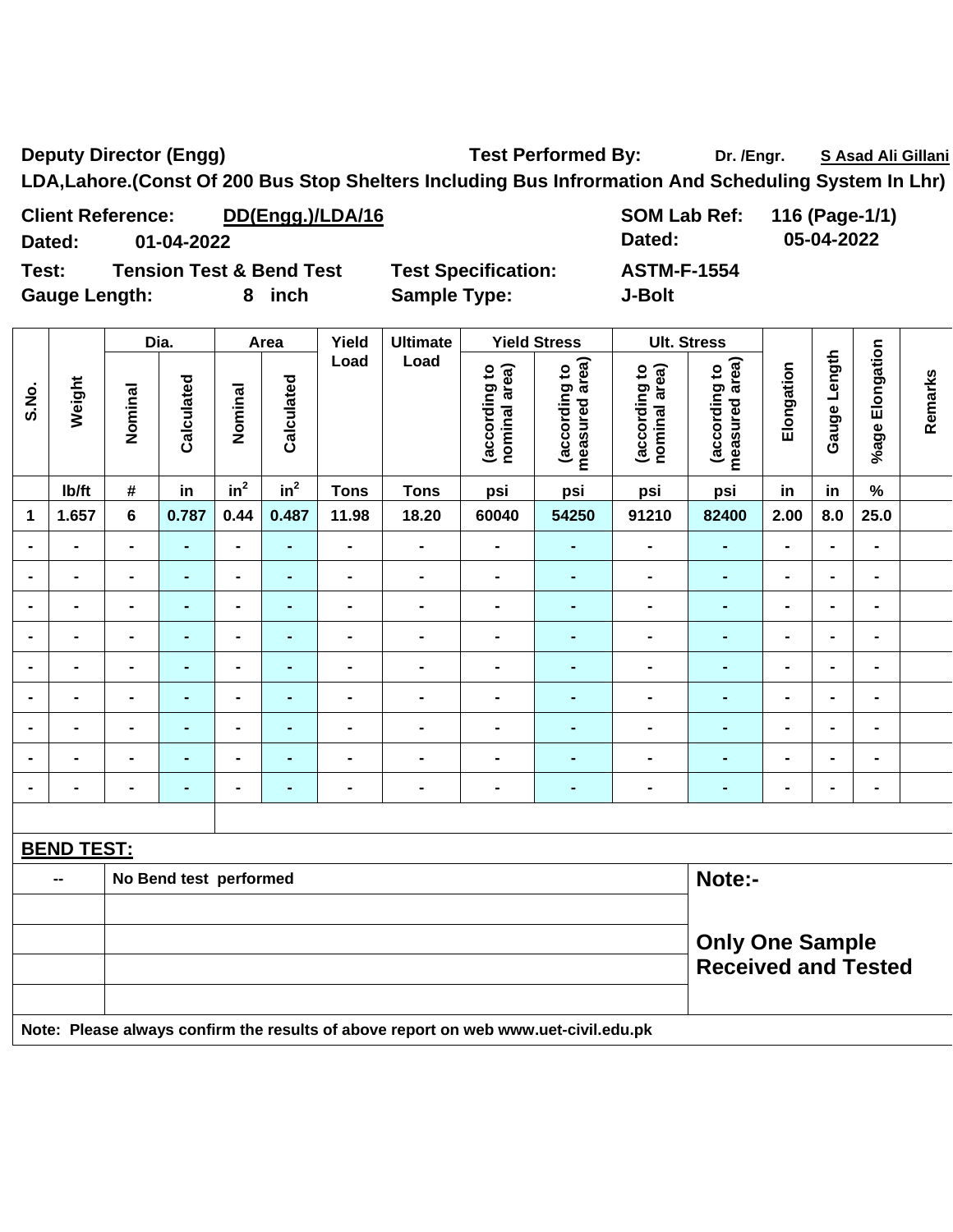**Deputy Director (Engg)** **Test Performed By:** **Dr. /Engr.** **S Asad Ali Gillani**

**LDA,Lahore.(Const Of 200 Bus Stop Shelters Including Bus Infrormation And Scheduling System In Lhr)**

**Client Reference:** **DD(Engg.)/LDA/16** **SOM Lab Ref:** **116 (Page-1/1)**

**Dated:** **01-04-2022** **Dated:** **05-04-2022**

**Test:** **Tension Test & Bend Test** **Test Specification:** **ASTM-F-1554**

**Gauge Length:** **8 inch** **Sample Type:** **J-Bolt**

| S.No. | Weight | Dia. | | Area | | Yield Load | Ultimate Load | Yield Stress | | Ult. Stress | | Elongation | Gauge Length | %age Elongation | Remarks |
|---|---|---|---|---|---|---|---|---|---|---|---|---|---|---|---|
| | | Nominal | Calculated | Nominal | Calculated | | | (according to nominal area) | (according to measured area) | (according to nominal area) | (according to measured area) | | | | |
| | lb/ft | # | in | $in^2$ | $in^2$ | Tons | Tons | psi | psi | psi | psi | in | in | % | |
| 1 | 1.657 | 6 | 0.787 | 0.44 | 0.487 | 11.98 | 18.20 | 60040 | 54250 | 91210 | 82400 | 2.00 | 8.0 | 25.0 | |
| - | - | - | - | - | - | - | - | - | - | - | - | - | - | - | |
| - | - | - | - | - | - | - | - | - | - | - | - | - | - | - | |
| - | - | - | - | - | - | - | - | - | - | - | - | - | - | - | |
| - | - | - | - | - | - | - | - | - | - | - | - | - | - | - | |
| - | - | - | - | - | - | - | - | - | - | - | - | - | - | - | |
| - | - | - | - | - | - | - | - | - | - | - | - | - | - | - | |
| - | - | - | - | - | - | - | - | - | - | - | - | - | - | - | |
| - | - | - | - | - | - | - | - | - | - | - | - | - | - | - | |
| - | - | - | - | - | - | - | - | - | - | - | - | - | - | - | |

**BEND TEST:**

| | | |
|---|---|---|
| -- | No Bend test performed | **Note:-** |
| | | |
| | | **Only One Sample Received and Tested** |
| | | |
| | | |

**Note: Please always confirm the results of above report on web www.uet-civil.edu.pk**